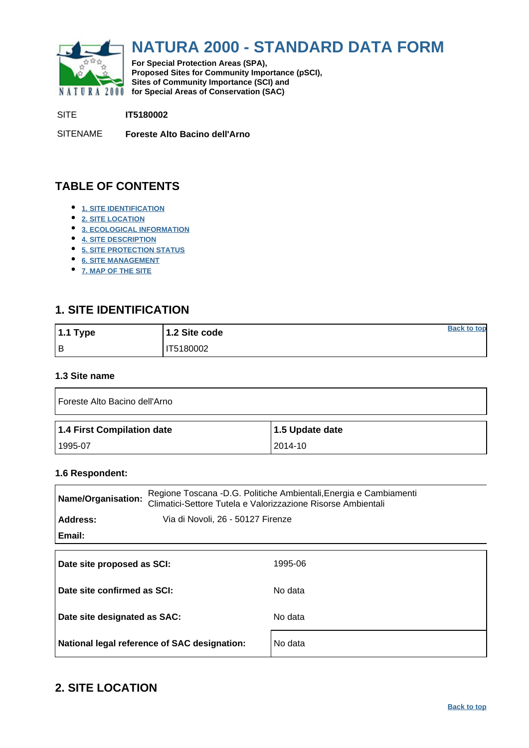# NATURA 2000 - STANDARD DATA FORM

**For Special Protection Areas (SPA),**
**Proposed Sites for Community Importance (pSCI),**
**Sites of Community Importance (SCI) and**
**for Special Areas of Conservation (SAC)**

SITE **IT5180002**

SITENAME **Foreste Alto Bacino dell'Arno**

## TABLE OF CONTENTS

- 1. SITE IDENTIFICATION
- 2. SITE LOCATION
- 3. ECOLOGICAL INFORMATION
- 4. SITE DESCRIPTION
- 5. SITE PROTECTION STATUS
- 6. SITE MANAGEMENT
- 7. MAP OF THE SITE

## 1. SITE IDENTIFICATION

Back to top

| 1.1 Type | 1.2 Site code |
| --- | --- |
| B | IT5180002 |

### 1.3 Site name

| Foreste Alto Bacino dell'Arno |
| --- |

| 1.4 First Compilation date | 1.5 Update date |
| --- | --- |
| 1995-07 | 2014-10 |

### 1.6 Respondent:

| | |
| --- | --- |
| **Name/Organisation:** | Regione Toscana -D.G. Politiche Ambientali,Energia e Cambiamenti Climatici-Settore Tutela e Valorizzazione Risorse Ambientali |
| **Address:** | Via di Novoli, 26 - 50127 Firenze |
| **Email:** | |

| | |
| --- | --- |
| **Date site proposed as SCI:** | 1995-06 |
| **Date site confirmed as SCI:** | No data |
| **Date site designated as SAC:** | No data |
| **National legal reference of SAC designation:** | No data |

## 2. SITE LOCATION

Back to top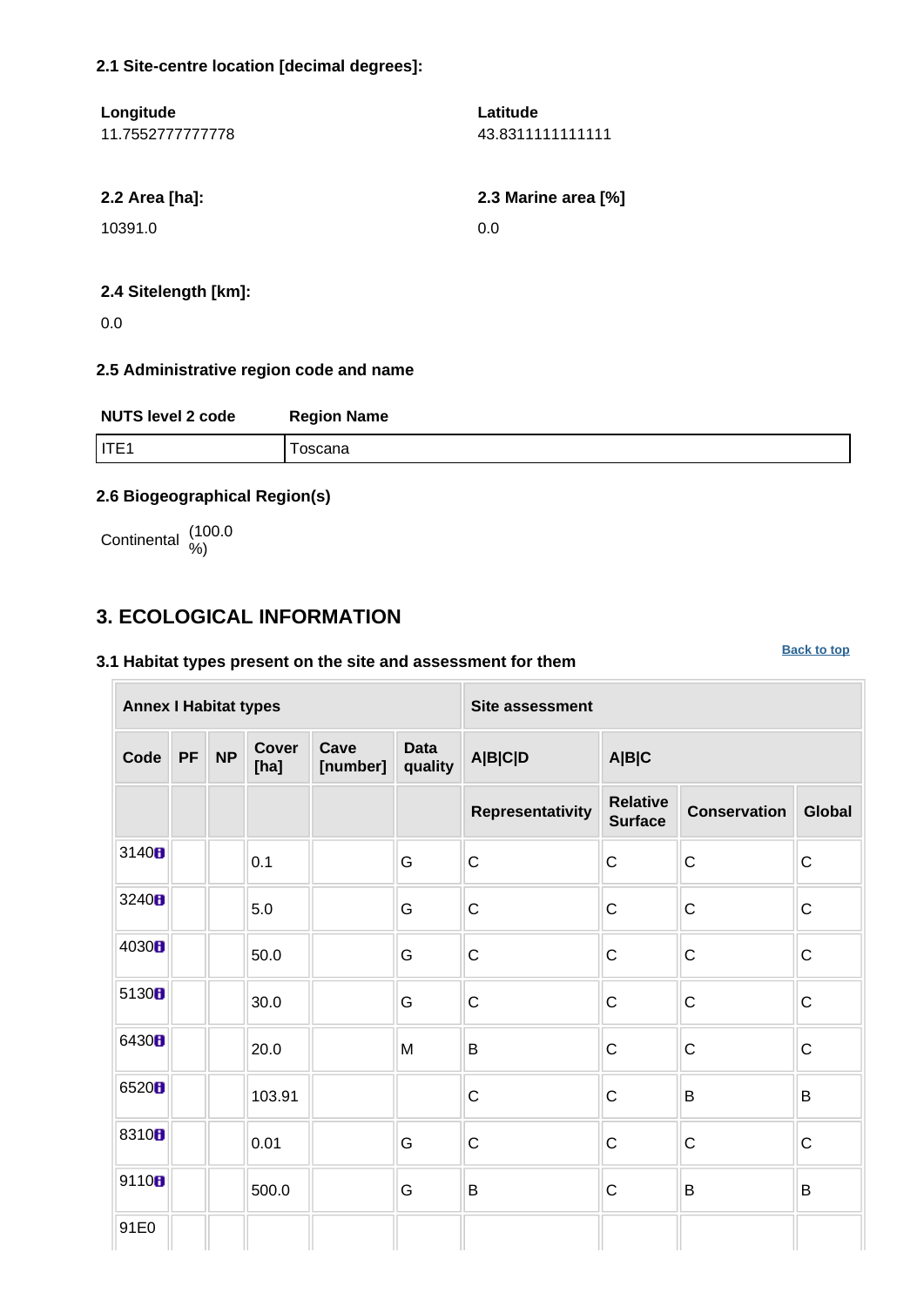#### 2.1 Site-centre location [decimal degrees]:

| Longitude | Latitude |
|---|---|
| 11.7552777777778 | 43.8311111111111 |

| 2.2 Area [ha]: | 2.3 Marine area [%] |
|---|---|
| 10391.0 | 0.0 |

#### 2.4 Sitelength [km]:

0.0

#### 2.5 Administrative region code and name

| NUTS level 2 code | Region Name |
|---|---|
| ITE1 | Toscana |

#### 2.6 Biogeographical Region(s)

Continental (100.0 %)

## 3. ECOLOGICAL INFORMATION

Back to top

#### 3.1 Habitat types present on the site and assessment for them

| Annex I Habitat types | | | | | | Site assessment | | | |
|---|---|---|---|---|---|---|---|---|---|
| Code | PF | NP | Cover [ha] | Cave [number] | Data quality | A\|B\|C\|D | A\|B\|C | | |
| | | | | | | Representativity | Relative Surface | Conservation | Global |
| 3140 | | | 0.1 | | G | C | C | C | C |
| 3240 | | | 5.0 | | G | C | C | C | C |
| 4030 | | | 50.0 | | G | C | C | C | C |
| 5130 | | | 30.0 | | G | C | C | C | C |
| 6430 | | | 20.0 | | M | B | C | C | C |
| 6520 | | | 103.91 | | | C | C | B | B |
| 8310 | | | 0.01 | | G | C | C | C | C |
| 9110 | | | 500.0 | | G | B | C | B | B |
| 91E0 | | | | | | | | | |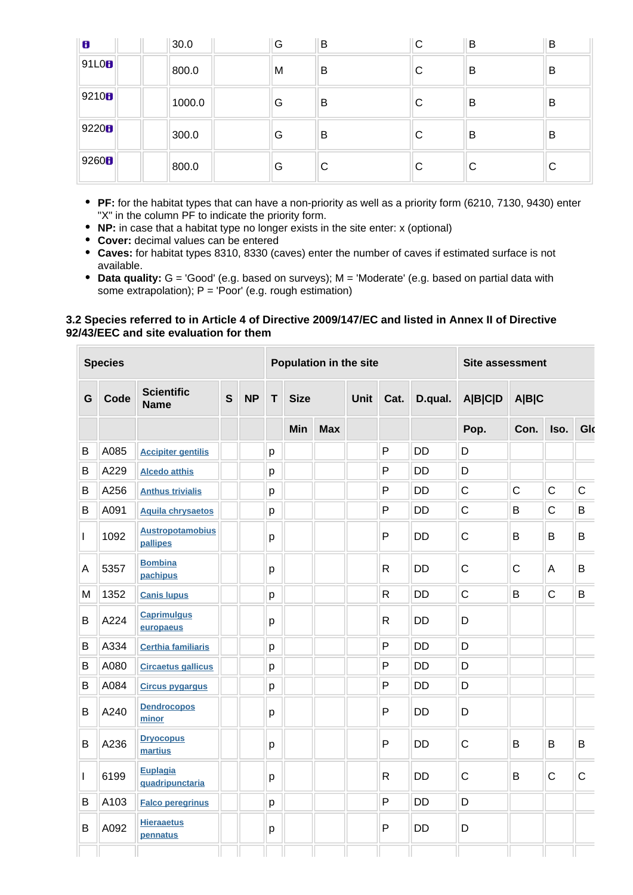| | | | | | | | | | |
|---|---|---|---|---|---|---|---|---|---|
| | | | 30.0 | | G | B | C | B | B |
| 91L0 | | | 800.0 | | M | B | C | B | B |
| 9210 | | | 1000.0 | | G | B | C | B | B |
| 9220 | | | 300.0 | | G | B | C | B | B |
| 9260 | | | 800.0 | | G | C | C | C | C |

- **PF:** for the habitat types that can have a non-priority as well as a priority form (6210, 7130, 9430) enter "X" in the column PF to indicate the priority form.
- **NP:** in case that a habitat type no longer exists in the site enter: x (optional)
- **Cover:** decimal values can be entered
- **Caves:** for habitat types 8310, 8330 (caves) enter the number of caves if estimated surface is not available.
- **Data quality:** G = 'Good' (e.g. based on surveys); M = 'Moderate' (e.g. based on partial data with some extrapolation); P = 'Poor' (e.g. rough estimation)

### 3.2 Species referred to in Article 4 of Directive 2009/147/EC and listed in Annex II of Directive 92/43/EEC and site evaluation for them

| Species | | | | | Population in the site | | | | | | Site assessment | | | |
|---|---|---|---|---|---|---|---|---|---|---|---|---|---|---|
| G | Code | Scientific Name | S | NP | T | Size | | Unit | Cat. | D.qual. | A\|B\|C\|D | A\|B\|C | | |
| | | | | | | Min | Max | | | | Pop. | Con. | Iso. | Glo |
| B | A085 | Accipiter gentilis | | | p | | | | P | DD | D | | | |
| B | A229 | Alcedo atthis | | | p | | | | P | DD | D | | | |
| B | A256 | Anthus trivialis | | | p | | | | P | DD | C | C | C | C |
| B | A091 | Aquila chrysaetos | | | p | | | | P | DD | C | B | C | B |
| I | 1092 | Austropotamobius pallipes | | | p | | | | P | DD | C | B | B | B |
| A | 5357 | Bombina pachipus | | | p | | | | R | DD | C | C | A | B |
| M | 1352 | Canis lupus | | | p | | | | R | DD | C | B | C | B |
| B | A224 | Caprimulgus europaeus | | | p | | | | R | DD | D | | | |
| B | A334 | Certhia familiaris | | | p | | | | P | DD | D | | | |
| B | A080 | Circaetus gallicus | | | p | | | | P | DD | D | | | |
| B | A084 | Circus pygargus | | | p | | | | P | DD | D | | | |
| B | A240 | Dendrocopos minor | | | p | | | | P | DD | D | | | |
| B | A236 | Dryocopus martius | | | p | | | | P | DD | C | B | B | B |
| I | 6199 | Euplagia quadripunctaria | | | p | | | | R | DD | C | B | C | C |
| B | A103 | Falco peregrinus | | | p | | | | P | DD | D | | | |
| B | A092 | Hieraaetus pennatus | | | p | | | | P | DD | D | | | |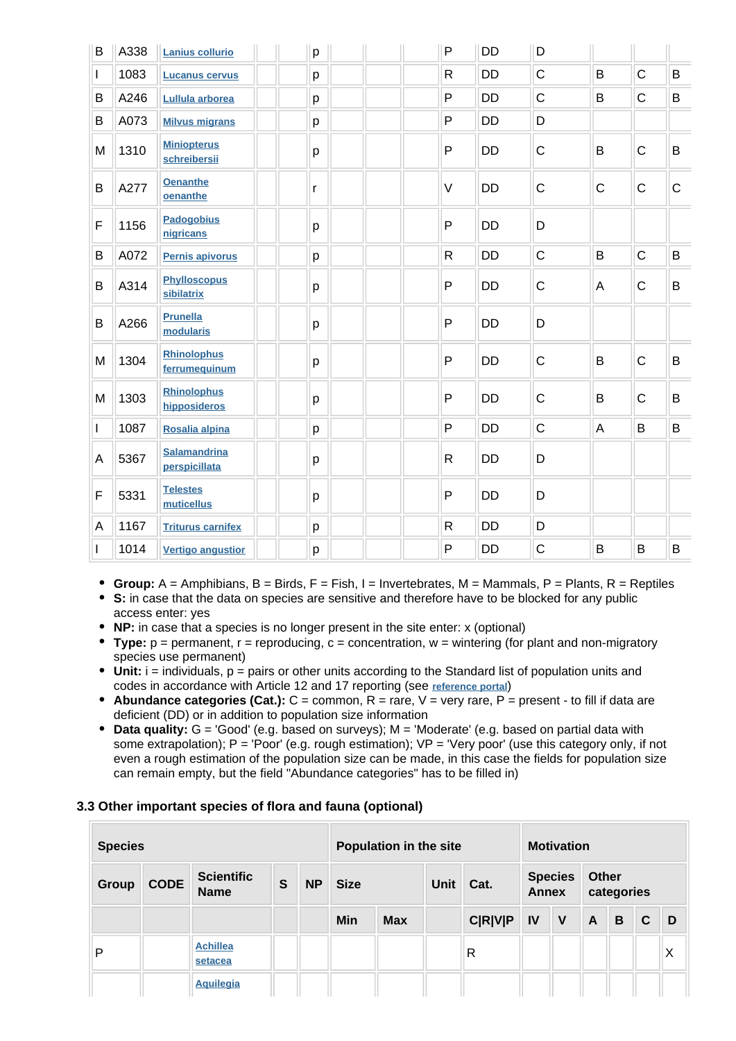| B | A338 | Lanius collurio | | | p | | | | P | DD | D | | | |
|---|---|---|---|---|---|---|---|---|---|---|---|---|---|---|
| I | 1083 | Lucanus cervus | | | p | | | | R | DD | C | B | C | B |
| B | A246 | Lullula arborea | | | p | | | | P | DD | C | B | C | B |
| B | A073 | Milvus migrans | | | p | | | | P | DD | D | | | |
| M | 1310 | Miniopterus schreibersii | | | p | | | | P | DD | C | B | C | B |
| B | A277 | Oenanthe oenanthe | | | r | | | | V | DD | C | C | C | C |
| F | 1156 | Padogobius nigricans | | | p | | | | P | DD | D | | | |
| B | A072 | Pernis apivorus | | | p | | | | R | DD | C | B | C | B |
| B | A314 | Phylloscopus sibilatrix | | | p | | | | P | DD | C | A | C | B |
| B | A266 | Prunella modularis | | | p | | | | P | DD | D | | | |
| M | 1304 | Rhinolophus ferrumequinum | | | p | | | | P | DD | C | B | C | B |
| M | 1303 | Rhinolophus hipposideros | | | p | | | | P | DD | C | B | C | B |
| I | 1087 | Rosalia alpina | | | p | | | | P | DD | C | A | B | B |
| A | 5367 | Salamandrina perspicillata | | | p | | | | R | DD | D | | | |
| F | 5331 | Telestes muticellus | | | p | | | | P | DD | D | | | |
| A | 1167 | Triturus carnifex | | | p | | | | R | DD | D | | | |
| I | 1014 | Vertigo angustior | | | p | | | | P | DD | C | B | B | B |

- **Group:** A = Amphibians, B = Birds, F = Fish, I = Invertebrates, M = Mammals, P = Plants, R = Reptiles
- **S:** in case that the data on species are sensitive and therefore have to be blocked for any public access enter: yes
- **NP:** in case that a species is no longer present in the site enter: x (optional)
- **Type:** p = permanent, r = reproducing, c = concentration, w = wintering (for plant and non-migratory species use permanent)
- **Unit:** i = individuals, p = pairs or other units according to the Standard list of population units and codes in accordance with Article 12 and 17 reporting (see reference portal)
- **Abundance categories (Cat.):** C = common, R = rare, V = very rare, P = present - to fill if data are deficient (DD) or in addition to population size information
- **Data quality:** G = 'Good' (e.g. based on surveys); M = 'Moderate' (e.g. based on partial data with some extrapolation); P = 'Poor' (e.g. rough estimation); VP = 'Very poor' (use this category only, if not even a rough estimation of the population size can be made, in this case the fields for population size can remain empty, but the field "Abundance categories" has to be filled in)

### 3.3 Other important species of flora and fauna (optional)

| Species | | | | | Population in the site | | | | Motivation | | | | | |
|---|---|---|---|---|---|---|---|---|---|---|---|---|---|---|
| Group | CODE | Scientific Name | S | NP | Size | | Unit | Cat. | Species Annex | | Other categories | | | |
| | | | | | Min | Max | | C\|R\|V\|P | IV | V | A | B | C | D |
| P | | Achillea setacea | | | | | | R | | | | | | X |
| | | Aquilegia | | | | | | | | | | | | |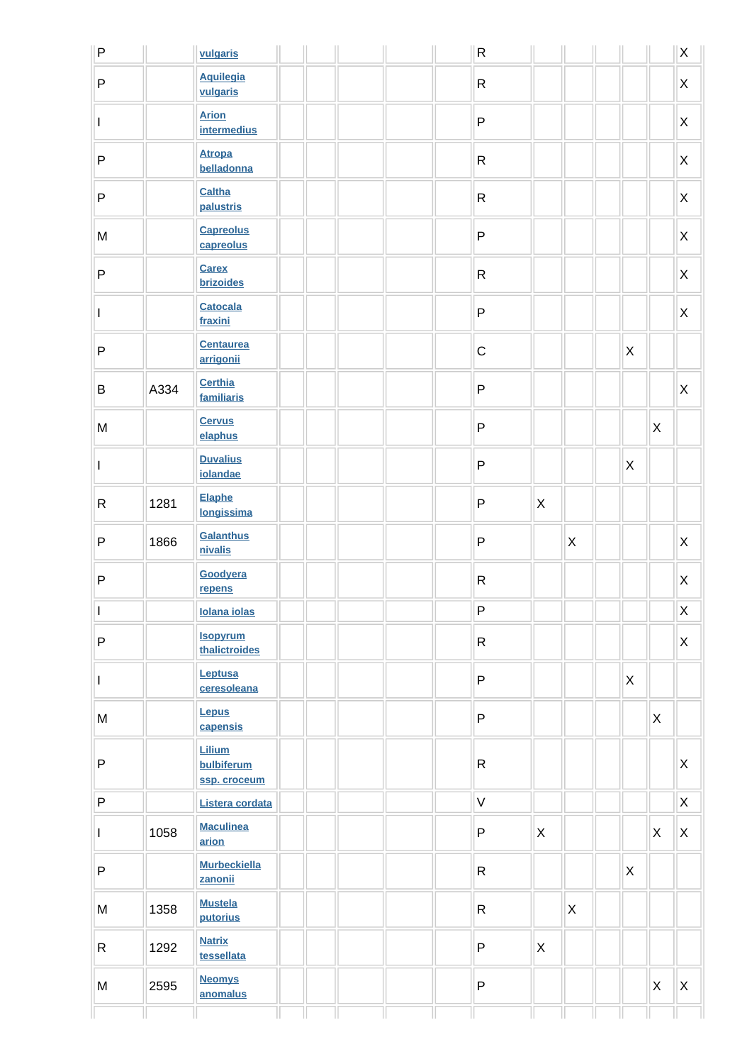| | | | | | | | | | | | | | | |
|---|---|---|---|---|---|---|---|---|---|---|---|---|---|---|
| P | | vulgaris | | | | | | R | | | | | | X |
| P | | Aquilegia vulgaris | | | | | | R | | | | | | X |
| I | | Arion intermedius | | | | | | P | | | | | | X |
| P | | Atropa belladonna | | | | | | R | | | | | | X |
| P | | Caltha palustris | | | | | | R | | | | | | X |
| M | | Capreolus capreolus | | | | | | P | | | | | | X |
| P | | Carex brizoides | | | | | | R | | | | | | X |
| I | | Catocala fraxini | | | | | | P | | | | | | X |
| P | | Centaurea arrigonii | | | | | | C | | | | X | | |
| B | A334 | Certhia familiaris | | | | | | P | | | | | | X |
| M | | Cervus elaphus | | | | | | P | | | | | X | |
| I | | Duvalius iolandae | | | | | | P | | | | X | | |
| R | 1281 | Elaphe longissima | | | | | | P | X | | | | | |
| P | 1866 | Galanthus nivalis | | | | | | P | | X | | | | X |
| P | | Goodyera repens | | | | | | R | | | | | | X |
| I | | Iolana iolas | | | | | | P | | | | | | X |
| P | | Isopyrum thalictroides | | | | | | R | | | | | | X |
| I | | Leptusa ceresoleana | | | | | | P | | | | X | | |
| M | | Lepus capensis | | | | | | P | | | | | X | |
| P | | Lilium bulbiferum ssp. croceum | | | | | | R | | | | | | X |
| P | | Listera cordata | | | | | | V | | | | | | X |
| I | 1058 | Maculinea arion | | | | | | P | X | | | | X | X |
| P | | Murbeckiella zanonii | | | | | | R | | | | X | | |
| M | 1358 | Mustela putorius | | | | | | R | | X | | | | |
| R | 1292 | Natrix tessellata | | | | | | P | X | | | | | |
| M | 2595 | Neomys anomalus | | | | | | P | | | | | X | X |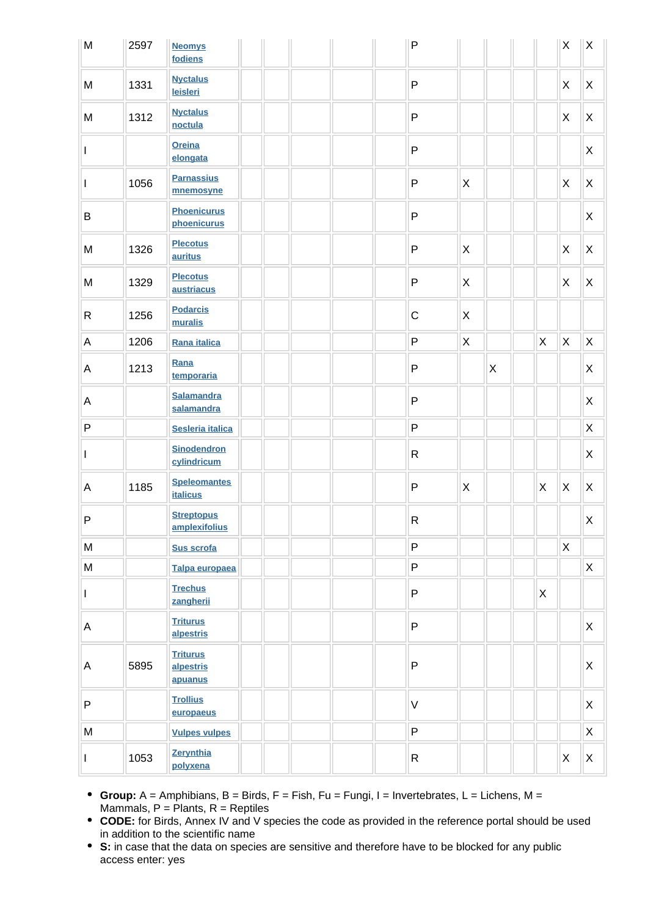| M | 2597 | Neomys fodiens | | | | | | P | | | | | X | X |
|---|---|---|---|---|---|---|---|---|---|---|---|---|---|---|
| M | 1331 | Nyctalus leisleri | | | | | | P | | | | | X | X |
| M | 1312 | Nyctalus noctula | | | | | | P | | | | | X | X |
| I | | Oreina elongata | | | | | | P | | | | | | X |
| I | 1056 | Parnassius mnemosyne | | | | | | P | X | | | | X | X |
| B | | Phoenicurus phoenicurus | | | | | | P | | | | | | X |
| M | 1326 | Plecotus auritus | | | | | | P | X | | | | X | X |
| M | 1329 | Plecotus austriacus | | | | | | P | X | | | | X | X |
| R | 1256 | Podarcis muralis | | | | | | C | X | | | | | |
| A | 1206 | Rana italica | | | | | | P | X | | | X | X | X |
| A | 1213 | Rana temporaria | | | | | | P | | X | | | | X |
| A | | Salamandra salamandra | | | | | | P | | | | | | X |
| P | | Sesleria italica | | | | | | P | | | | | | X |
| I | | Sinodendron cylindricum | | | | | | R | | | | | | X |
| A | 1185 | Speleomantes italicus | | | | | | P | X | | | X | X | X |
| P | | Streptopus amplexifolius | | | | | | R | | | | | | X |
| M | | Sus scrofa | | | | | | P | | | | | X | |
| M | | Talpa europaea | | | | | | P | | | | | | X |
| I | | Trechus zangherii | | | | | | P | | | | X | | |
| A | | Triturus alpestris | | | | | | P | | | | | | X |
| A | 5895 | Triturus alpestris apuanus | | | | | | P | | | | | | X |
| P | | Trollius europaeus | | | | | | V | | | | | | X |
| M | | Vulpes vulpes | | | | | | P | | | | | | X |
| I | 1053 | Zerynthia polyxena | | | | | | R | | | | | X | X |

- **Group:** A = Amphibians, B = Birds, F = Fish, Fu = Fungi, I = Invertebrates, L = Lichens, M = Mammals, P = Plants, R = Reptiles
- **CODE:** for Birds, Annex IV and V species the code as provided in the reference portal should be used in addition to the scientific name
- **S:** in case that the data on species are sensitive and therefore have to be blocked for any public access enter: yes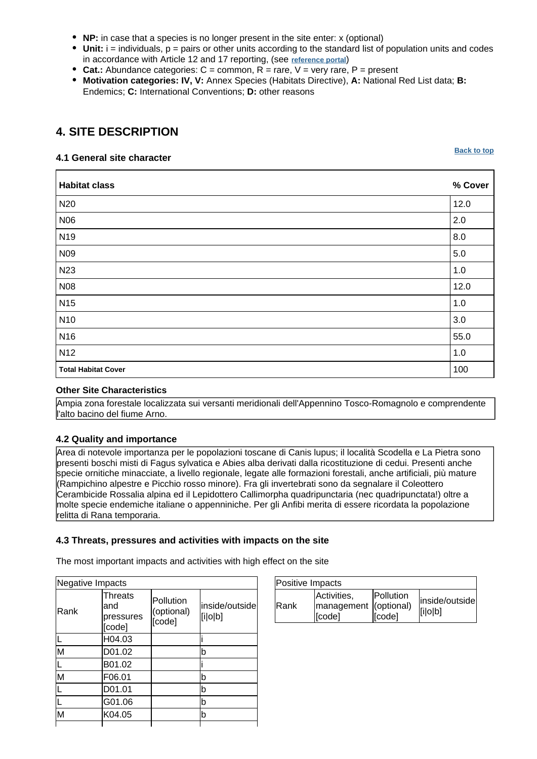- **NP:** in case that a species is no longer present in the site enter: x (optional)
- **Unit:** i = individuals, p = pairs or other units according to the standard list of population units and codes in accordance with Article 12 and 17 reporting, (see reference portal)
- **Cat.:** Abundance categories: C = common, R = rare, V = very rare, P = present
- **Motivation categories: IV, V:** Annex Species (Habitats Directive), **A:** National Red List data; **B:** Endemics; **C:** International Conventions; **D:** other reasons

## 4. SITE DESCRIPTION

### 4.1 General site character

Back to top

| Habitat class | % Cover |
|---|---|
| N20 | 12.0 |
| N06 | 2.0 |
| N19 | 8.0 |
| N09 | 5.0 |
| N23 | 1.0 |
| N08 | 12.0 |
| N15 | 1.0 |
| N10 | 3.0 |
| N16 | 55.0 |
| N12 | 1.0 |
| **Total Habitat Cover** | 100 |

**Other Site Characteristics**

Ampia zona forestale localizzata sui versanti meridionali dell'Appennino Tosco-Romagnolo e comprendente l'alto bacino del fiume Arno.

### 4.2 Quality and importance

Area di notevole importanza per le popolazioni toscane di Canis lupus; il località Scodella e La Pietra sono presenti boschi misti di Fagus sylvatica e Abies alba derivati dalla ricostituzione di cedui. Presenti anche specie orniticne minacciate, a livello regionale, legate alle formazioni forestali, anche artificiali, più mature (Rampichino alpestre e Picchio rosso minore). Fra gli invertebrati sono da segnalare il Coleottero Cerambicide Rossalia alpina ed il Lepidottero Callimorpha quadripunctaria (nec quadripunctata!) oltre a molte specie endemiche italiane o appenniniche. Per gli Anfibi merita di essere ricordata la popolazione relitta di Rana temporaria.

### 4.3 Threats, pressures and activities with impacts on the site

The most important impacts and activities with high effect on the site

| Negative Impacts | | | |
|---|---|---|---|
| Rank | Threats and pressures [code] | Pollution (optional) [code] | inside/outside [i\|o\|b] |
| L | H04.03 | | i |
| M | D01.02 | | b |
| L | B01.02 | | i |
| M | F06.01 | | b |
| L | D01.01 | | b |
| L | G01.06 | | b |
| M | K04.05 | | b |

| Positive Impacts | | | |
|---|---|---|---|
| Rank | Activities, management [code] | Pollution (optional) [code] | inside/outside [i\|o\|b] |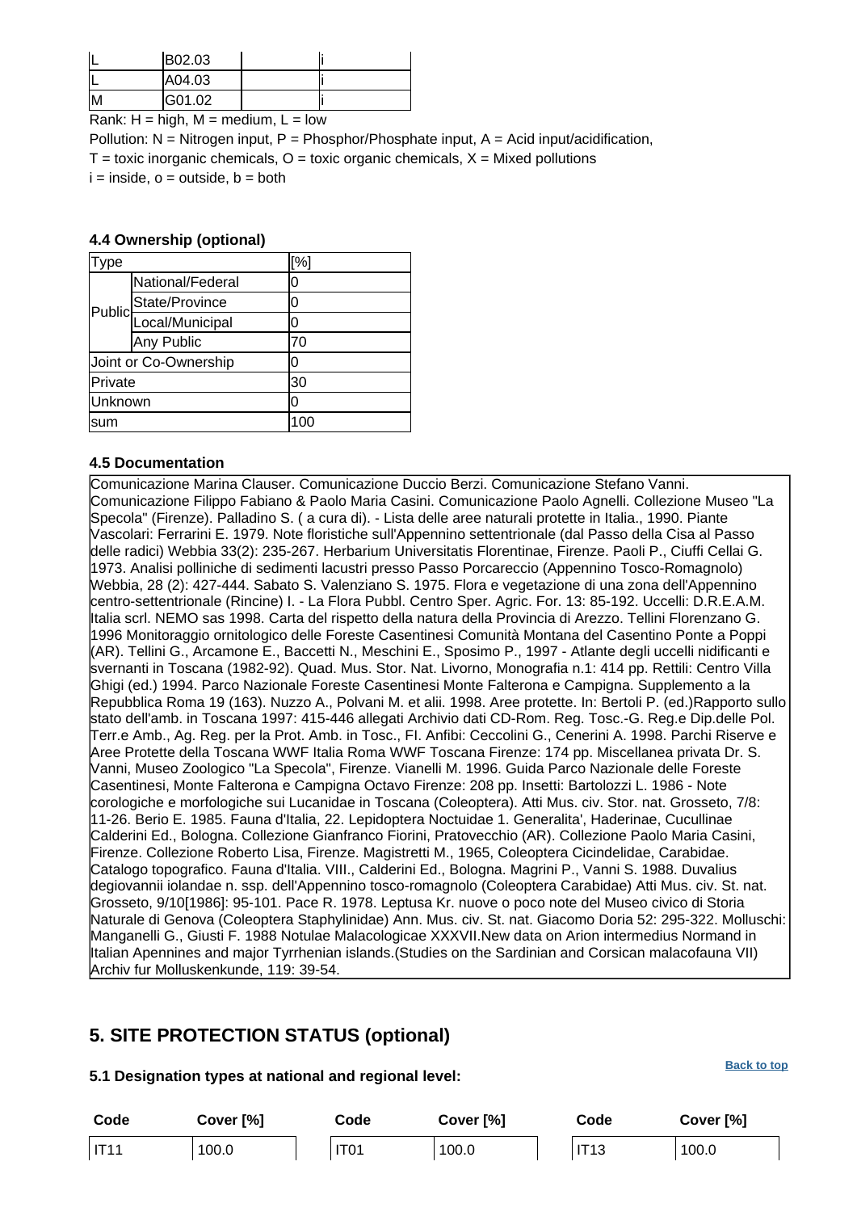| L | B02.03 | | i |
|---|---|---|---|
| L | A04.03 | | i |
| M | G01.02 | | i |

Rank: H = high, M = medium, L = low

Pollution: N = Nitrogen input, P = Phosphor/Phosphate input, A = Acid input/acidification,

T = toxic inorganic chemicals, O = toxic organic chemicals, X = Mixed pollutions

i = inside, o = outside, b = both

#### 4.4 Ownership (optional)

| Type | | [%] |
|---|---|---|
| Public | National/Federal | 0 |
| | State/Province | 0 |
| | Local/Municipal | 0 |
| | Any Public | 70 |
| Joint or Co-Ownership | | 0 |
| Private | | 30 |
| Unknown | | 0 |
| sum | | 100 |

#### 4.5 Documentation

Comunicazione Marina Clauser. Comunicazione Duccio Berzi. Comunicazione Stefano Vanni. Comunicazione Filippo Fabiano & Paolo Maria Casini. Comunicazione Paolo Agnelli. Collezione Museo "La Specola" (Firenze). Palladino S. ( a cura di). - Lista delle aree naturali protette in Italia., 1990. Piante Vascolari: Ferrarini E. 1979. Note floristiche sull'Appennino settentrionale (dal Passo della Cisa al Passo delle radici) Webbia 33(2): 235-267. Herbarium Universitatis Florentinae, Firenze. Paoli P., Ciuffi Cellai G. 1973. Analisi polliniche di sedimenti lacustri presso Passo Porcareccio (Appennino Tosco-Romagnolo) Webbia, 28 (2): 427-444. Sabato S. Valenziano S. 1975. Flora e vegetazione di una zona dell'Appennino centro-settentrionale (Rincine) I. - La Flora Pubbl. Centro Sper. Agric. For. 13: 85-192. Uccelli: D.R.E.A.M. Italia scrl. NEMO sas 1998. Carta del rispetto della natura della Provincia di Arezzo. Tellini Florenzano G. 1996 Monitoraggio ornitologico delle Foreste Casentinesi Comunità Montana del Casentino Ponte a Poppi (AR). Tellini G., Arcamone E., Baccetti N., Meschini E., Sposimo P., 1997 - Atlante degli uccelli nidificanti e svernanti in Toscana (1982-92). Quad. Mus. Stor. Nat. Livorno, Monografia n.1: 414 pp. Rettili: Centro Villa Ghigi (ed.) 1994. Parco Nazionale Foreste Casentinesi Monte Falterona e Campigna. Supplemento a la Repubblica Roma 19 (163). Nuzzo A., Polvani M. et alii. 1998. Aree protette. In: Bertoli P. (ed.)Rapporto sullo stato dell'amb. in Toscana 1997: 415-446 allegati Archivio dati CD-Rom. Reg. Tosc.-G. Reg.e Dip.delle Pol. Terr.e Amb., Ag. Reg. per la Prot. Amb. in Tosc., FI. Anfibi: Ceccolini G., Cenerini A. 1998. Parchi Riserve e Aree Protette della Toscana WWF Italia Roma WWF Toscana Firenze: 174 pp. Miscellanea privata Dr. S. Vanni, Museo Zoologico "La Specola", Firenze. Vianelli M. 1996. Guida Parco Nazionale delle Foreste Casentinesi, Monte Falterona e Campigna Octavo Firenze: 208 pp. Insetti: Bartolozzi L. 1986 - Note corologiche e morfologiche sui Lucanidae in Toscana (Coleoptera). Atti Mus. civ. Stor. nat. Grosseto, 7/8: 11-26. Berio E. 1985. Fauna d'Italia, 22. Lepidoptera Noctuidae 1. Generalita', Haderinae, Cucullinae Calderini Ed., Bologna. Collezione Gianfranco Fiorini, Pratovecchio (AR). Collezione Paolo Maria Casini, Firenze. Collezione Roberto Lisa, Firenze. Magistretti M., 1965, Coleoptera Cicindelidae, Carabidae. Catalogo topografico. Fauna d'Italia. VIII., Calderini Ed., Bologna. Magrini P., Vanni S. 1988. Duvalius degiovannii iolandae n. ssp. dell'Appennino tosco-romagnolo (Coleoptera Carabidae) Atti Mus. civ. St. nat. Grosseto, 9/10[1986]: 95-101. Pace R. 1978. Leptusa Kr. nuove o poco note del Museo civico di Storia Naturale di Genova (Coleoptera Staphylinidae) Ann. Mus. civ. St. nat. Giacomo Doria 52: 295-322. Molluschi: Manganelli G., Giusti F. 1988 Notulae Malacologicae XXXVII.New data on Arion intermedius Normand in Italian Apennines and major Tyrrhenian islands.(Studies on the Sardinian and Corsican malacofauna VII) Archiv fur Molluskenkunde, 119: 39-54.

## 5. SITE PROTECTION STATUS (optional)

Back to top

#### 5.1 Designation types at national and regional level:

| Code | Cover [%] | Code | Cover [%] | Code | Cover [%] |
|---|---|---|---|---|---|
| IT11 | 100.0 | IT01 | 100.0 | IT13 | 100.0 |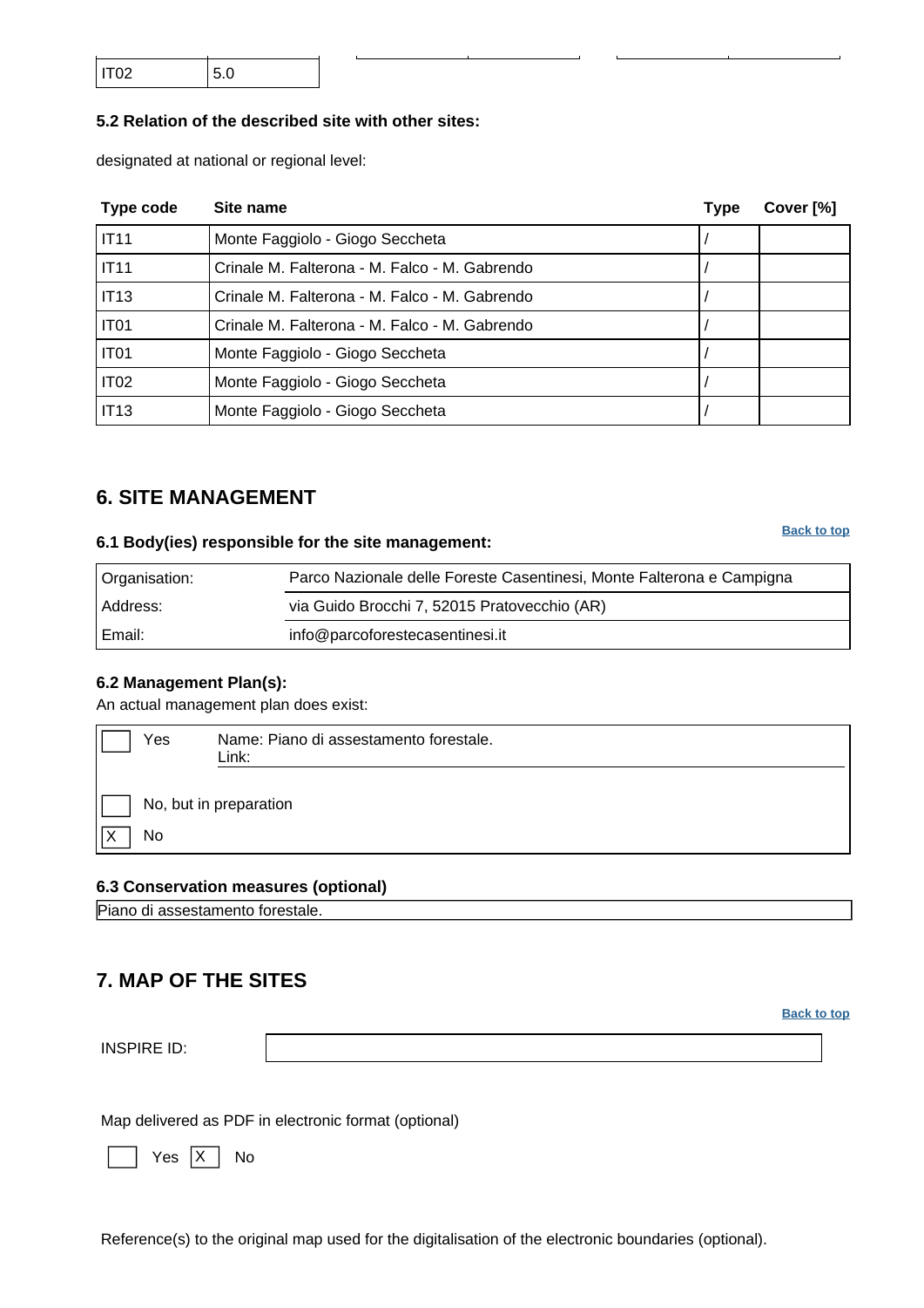| IT02 | 5.0 |
|---|---|

### 5.2 Relation of the described site with other sites:

designated at national or regional level:

| Type code | Site name | Type | Cover [%] |
|---|---|---|---|
| IT11 | Monte Faggiolo - Giogo Seccheta | / | |
| IT11 | Crinale M. Falterona - M. Falco - M. Gabrendo | / | |
| IT13 | Crinale M. Falterona - M. Falco - M. Gabrendo | / | |
| IT01 | Crinale M. Falterona - M. Falco - M. Gabrendo | / | |
| IT01 | Monte Faggiolo - Giogo Seccheta | / | |
| IT02 | Monte Faggiolo - Giogo Seccheta | / | |
| IT13 | Monte Faggiolo - Giogo Seccheta | / | |

## 6. SITE MANAGEMENT

Back to top

### 6.1 Body(ies) responsible for the site management:

| | |
|---|---|
| Organisation: | Parco Nazionale delle Foreste Casentinesi, Monte Falterona e Campigna |
| Address: | via Guido Brocchi 7, 52015 Pratovecchio (AR) |
| Email: | info@parcoforestecasentinesi.it |

### 6.2 Management Plan(s):

An actual management plan does exist:

| | | |
|---|---|---|
| [ ] | Yes | Name: Piano di assestamento forestale.<br>Link: |
| [ ] | No, but in preparation | |
| [X] | No | |

### 6.3 Conservation measures (optional)

Piano di assestamento forestale.

## 7. MAP OF THE SITES

Back to top

INSPIRE ID:

Map delivered as PDF in electronic format (optional)

[ ] Yes [X] No

Reference(s) to the original map used for the digitalisation of the electronic boundaries (optional).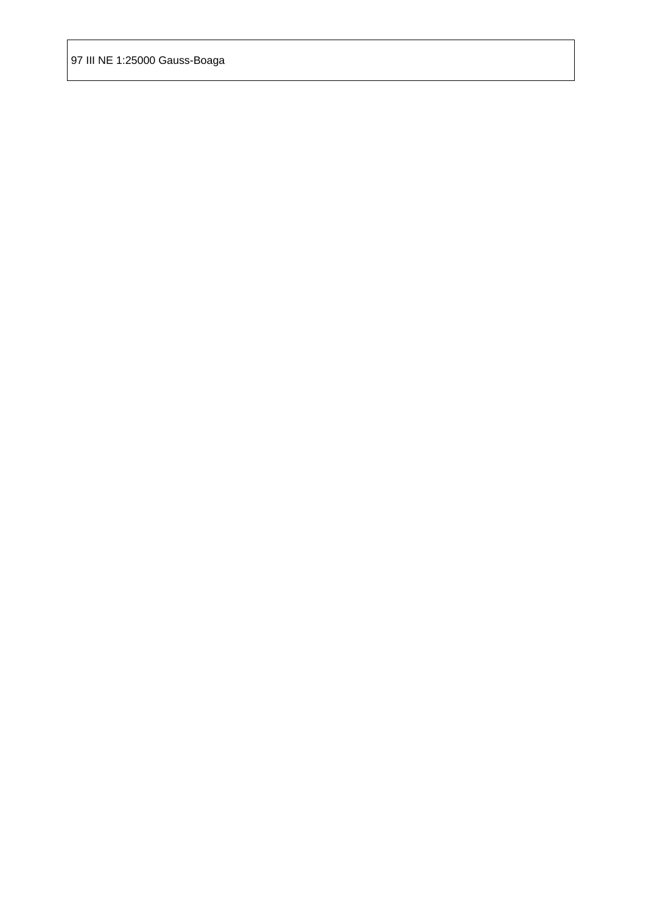97 III NE 1:25000 Gauss-Boaga